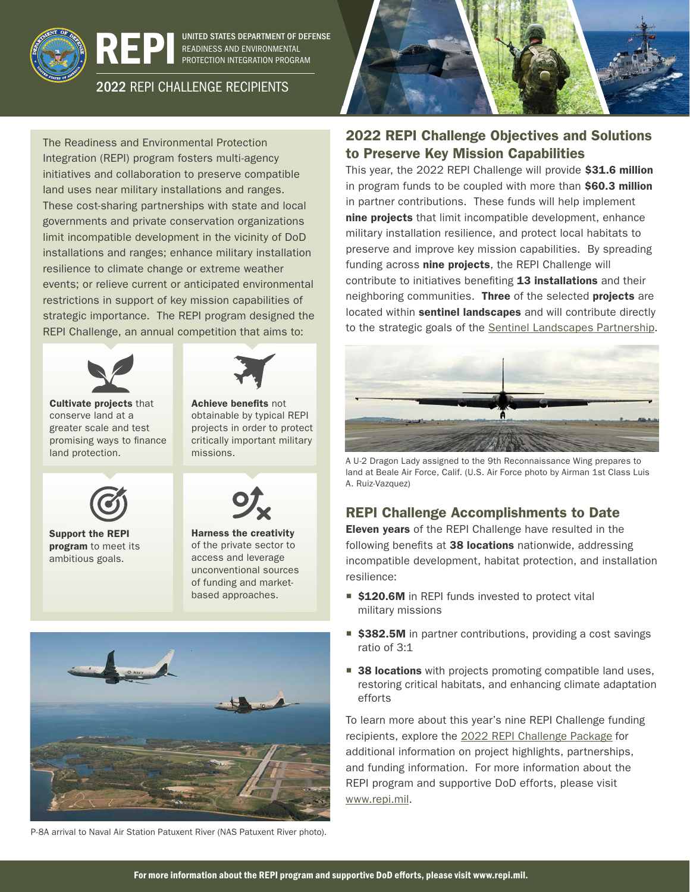# REPI

UNITED STATES DEPARTMENT OF DEFENSE
READINESS AND ENVIRONMENTAL PROTECTION INTEGRATION PROGRAM

## 2022 REPI CHALLENGE RECIPIENTS

The Readiness and Environmental Protection Integration (REPI) program fosters multi-agency initiatives and collaboration to preserve compatible land uses near military installations and ranges. These cost-sharing partnerships with state and local governments and private conservation organizations limit incompatible development in the vicinity of DoD installations and ranges; enhance military installation resilience to climate change or extreme weather events; or relieve current or anticipated environmental restrictions in support of key mission capabilities of strategic importance. The REPI program designed the REPI Challenge, an annual competition that aims to:

- **Cultivate projects** that conserve land at a greater scale and test promising ways to finance land protection.
- **Achieve benefits** not obtainable by typical REPI projects in order to protect critically important military missions.
- **Support the REPI program** to meet its ambitious goals.
- **Harness the creativity** of the private sector to access and leverage unconventional sources of funding and market-based approaches.

P-8A arrival to Naval Air Station Patuxent River (NAS Patuxent River photo).

## 2022 REPI Challenge Objectives and Solutions to Preserve Key Mission Capabilities

This year, the 2022 REPI Challenge will provide **$31.6 million** in program funds to be coupled with more than **$60.3 million** in partner contributions. These funds will help implement **nine projects** that limit incompatible development, enhance military installation resilience, and protect local habitats to preserve and improve key mission capabilities. By spreading funding across **nine projects**, the REPI Challenge will contribute to initiatives benefiting **13 installations** and their neighboring communities. **Three** of the selected **projects** are located within **sentinel landscapes** and will contribute directly to the strategic goals of the Sentinel Landscapes Partnership.

A U-2 Dragon Lady assigned to the 9th Reconnaissance Wing prepares to land at Beale Air Force, Calif. (U.S. Air Force photo by Airman 1st Class Luis A. Ruiz-Vazquez)

## REPI Challenge Accomplishments to Date

**Eleven years** of the REPI Challenge have resulted in the following benefits at **38 locations** nationwide, addressing incompatible development, habitat protection, and installation resilience:

- **$120.6M** in REPI funds invested to protect vital military missions
- **$382.5M** in partner contributions, providing a cost savings ratio of 3:1
- **38 locations** with projects promoting compatible land uses, restoring critical habitats, and enhancing climate adaptation efforts

To learn more about this year's nine REPI Challenge funding recipients, explore the 2022 REPI Challenge Package for additional information on project highlights, partnerships, and funding information. For more information about the REPI program and supportive DoD efforts, please visit www.repi.mil.

**For more information about the REPI program and supportive DoD efforts, please visit www.repi.mil.**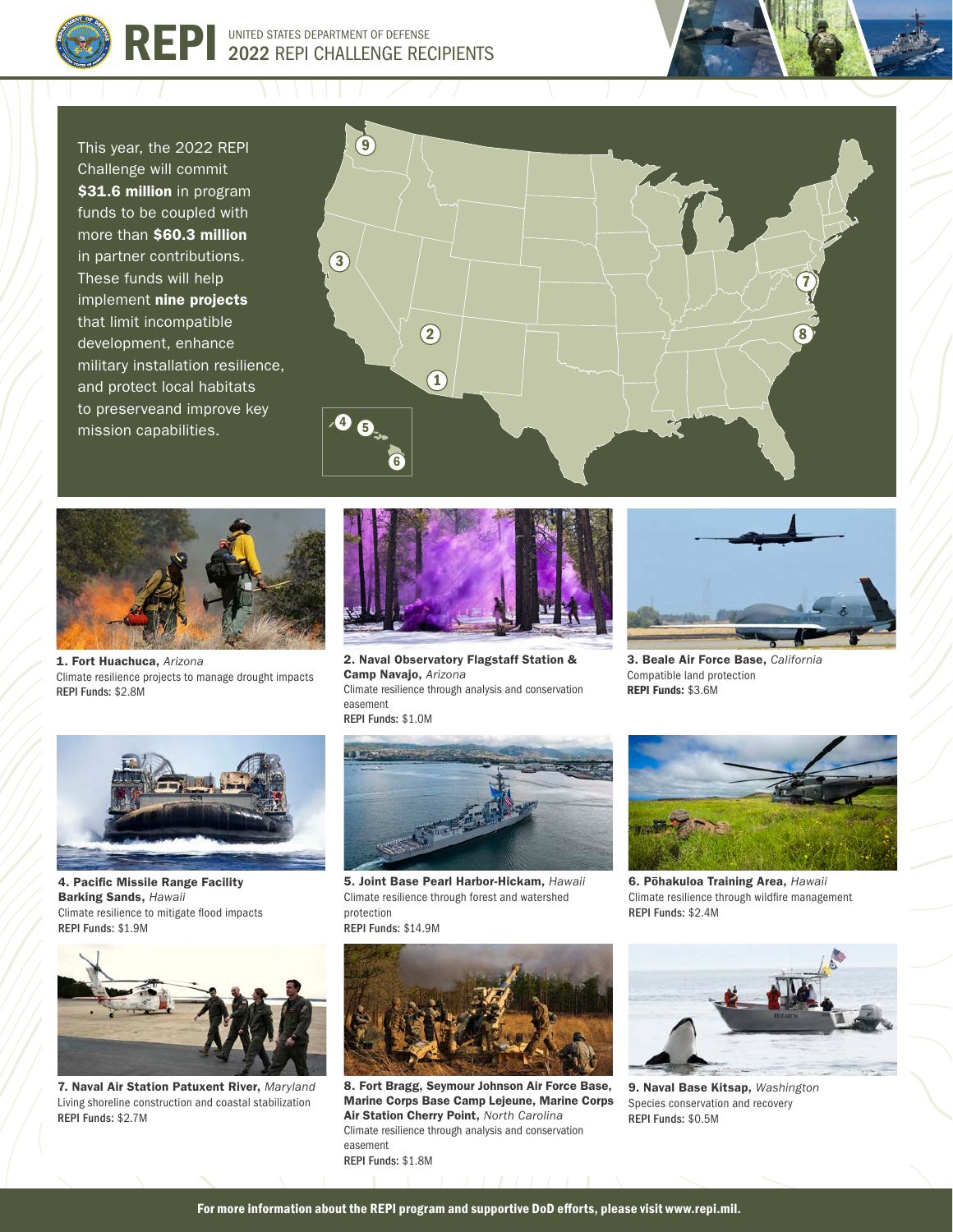# REPI

UNITED STATES DEPARTMENT OF DEFENSE

## 2022 REPI CHALLENGE RECIPIENTS

This year, the 2022 REPI Challenge will commit **$31.6 million** in program funds to be coupled with more than **$60.3 million** in partner contributions. These funds will help implement **nine projects** that limit incompatible development, enhance military installation resilience, and protect local habitats to preserveand improve key mission capabilities.

**1. Fort Huachuca,** *Arizona*
Climate resilience projects to manage drought impacts
**REPI Funds:** $2.8M

**2. Naval Observatory Flagstaff Station & Camp Navajo,** *Arizona*
Climate resilience through analysis and conservation easement
**REPI Funds:** $1.0M

**3. Beale Air Force Base,** *California*
Compatible land protection
**REPI Funds:** $3.6M

**4. Pacific Missile Range Facility Barking Sands,** *Hawaii*
Climate resilience to mitigate flood impacts
**REPI Funds:** $1.9M

**5. Joint Base Pearl Harbor-Hickam,** *Hawaii*
Climate resilience through forest and watershed protection
**REPI Funds:** $14.9M

**6. Pōhakuloa Training Area,** *Hawaii*
Climate resilience through wildfire management
**REPI Funds:** $2.4M

**7. Naval Air Station Patuxent River,** *Maryland*
Living shoreline construction and coastal stabilization
**REPI Funds:** $2.7M

**8. Fort Bragg, Seymour Johnson Air Force Base, Marine Corps Base Camp Lejeune, Marine Corps Air Station Cherry Point,** *North Carolina*
Climate resilience through analysis and conservation easement
**REPI Funds:** $1.8M

**9. Naval Base Kitsap,** *Washington*
Species conservation and recovery
**REPI Funds:** $0.5M

**For more information about the REPI program and supportive DoD efforts, please visit www.repi.mil.**